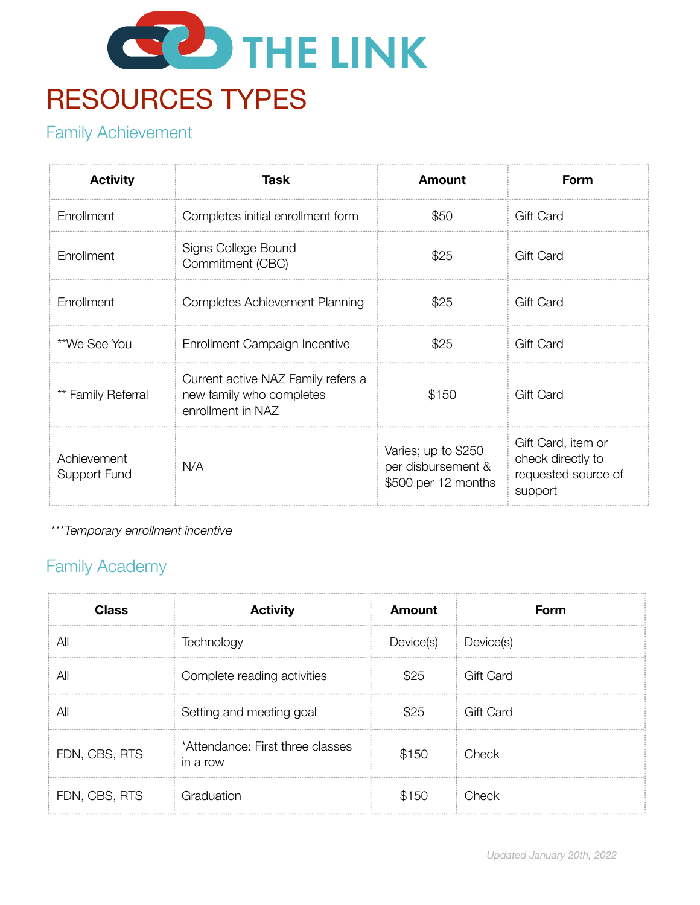# THE LINK

# RESOURCES TYPES

## Family Achievement

| Activity | Task | Amount | Form |
|---|---|---|---|
| Enrollment | Completes initial enrollment form | $50 | Gift Card |
| Enrollment | Signs College Bound Commitment (CBC) | $25 | Gift Card |
| Enrollment | Completes Achievement Planning | $25 | Gift Card |
| **We See You | Enrollment Campaign Incentive | $25 | Gift Card |
| ** Family Referral | Current active NAZ Family refers a new family who completes enrollment in NAZ | $150 | Gift Card |
| Achievement Support Fund | N/A | Varies; up to $250 per disbursement & $500 per 12 months | Gift Card, item or check directly to requested source of support |

****Temporary enrollment incentive*

## Family Academy

| Class | Activity | Amount | Form |
|---|---|---|---|
| All | Technology | Device(s) | Device(s) |
| All | Complete reading activities | $25 | Gift Card |
| All | Setting and meeting goal | $25 | Gift Card |
| FDN, CBS, RTS | *Attendance: First three classes in a row | $150 | Check |
| FDN, CBS, RTS | Graduation | $150 | Check |

*Updated January 20th, 2022*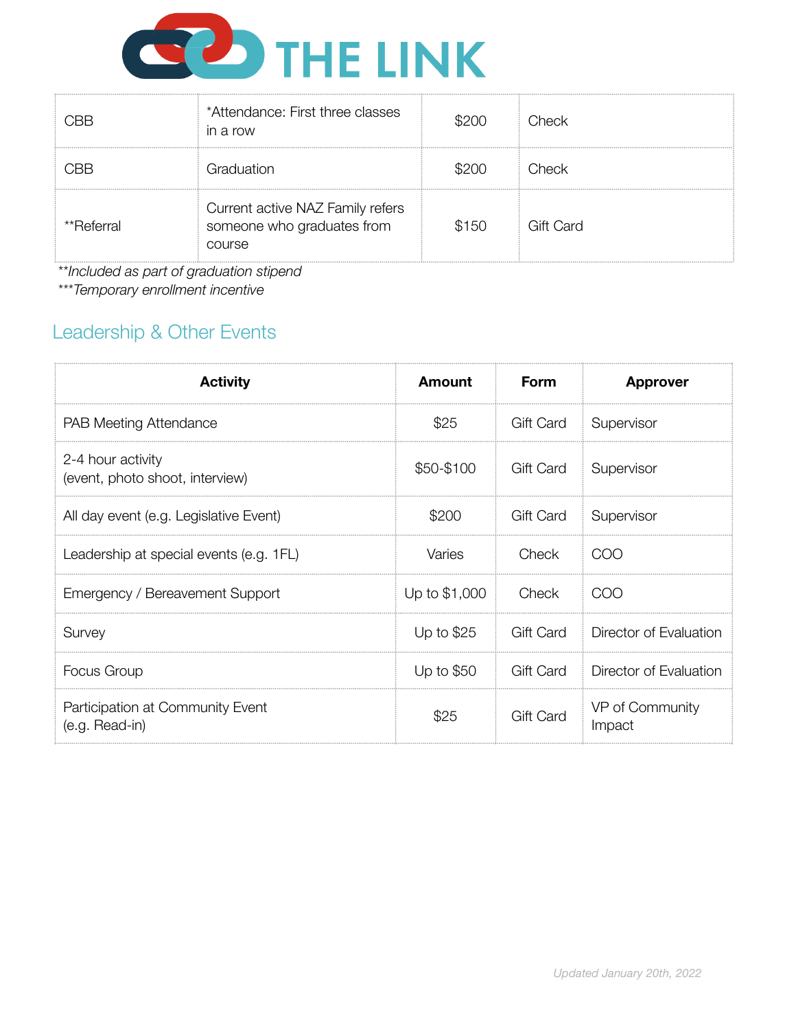# THE LINK

| | | | |
|---|---|---|---|
| CBB | *Attendance: First three classes in a row | $200 | Check |
| CBB | Graduation | $200 | Check |
| **Referral | Current active NAZ Family refers someone who graduates from course | $150 | Gift Card |

*\*\*Included as part of graduation stipend*
*\*\*\*Temporary enrollment incentive*

## Leadership & Other Events

| Activity | Amount | Form | Approver |
|---|---|---|---|
| PAB Meeting Attendance | $25 | Gift Card | Supervisor |
| 2-4 hour activity (event, photo shoot, interview) | $50-$100 | Gift Card | Supervisor |
| All day event (e.g. Legislative Event) | $200 | Gift Card | Supervisor |
| Leadership at special events (e.g. 1FL) | Varies | Check | COO |
| Emergency / Bereavement Support | Up to $1,000 | Check | COO |
| Survey | Up to $25 | Gift Card | Director of Evaluation |
| Focus Group | Up to $50 | Gift Card | Director of Evaluation |
| Participation at Community Event (e.g. Read-in) | $25 | Gift Card | VP of Community Impact |

*Updated January 20th, 2022*